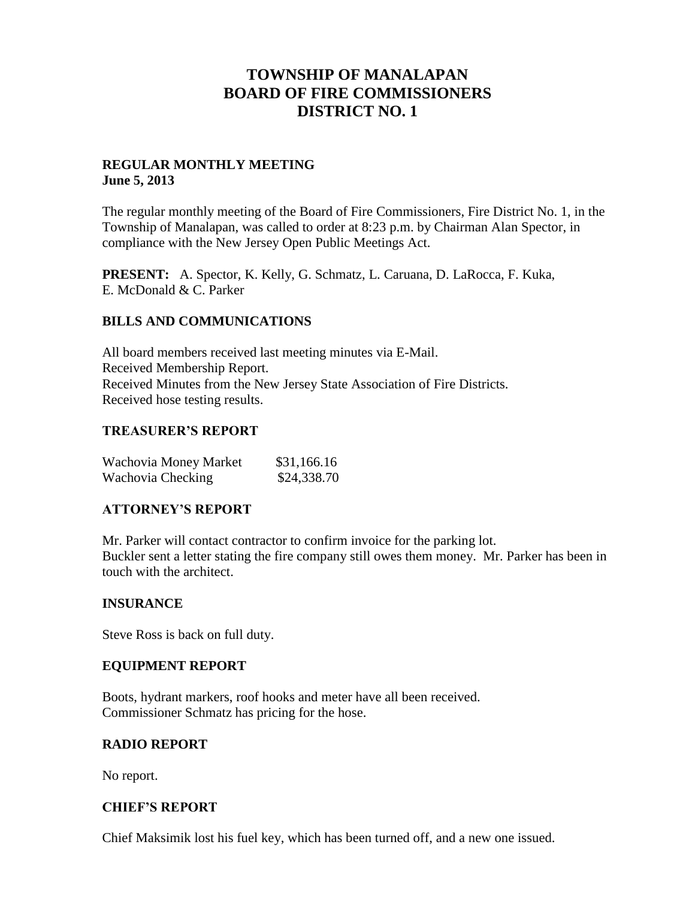# TOWNSHIP OF MANALAPAN
# BOARD OF FIRE COMMISSIONERS
# DISTRICT NO. 1

**REGULAR MONTHLY MEETING**
**June 5, 2013**

The regular monthly meeting of the Board of Fire Commissioners, Fire District No. 1, in the Township of Manalapan, was called to order at 8:23 p.m. by Chairman Alan Spector, in compliance with the New Jersey Open Public Meetings Act.

**PRESENT:** A. Spector, K. Kelly, G. Schmatz, L. Caruana, D. LaRocca, F. Kuka, E. McDonald & C. Parker

## BILLS AND COMMUNICATIONS

All board members received last meeting minutes via E-Mail.
Received Membership Report.
Received Minutes from the New Jersey State Association of Fire Districts.
Received hose testing results.

## TREASURER'S REPORT

| | |
|---|---|
| Wachovia Money Market | \$31,166.16 |
| Wachovia Checking | \$24,338.70 |

## ATTORNEY'S REPORT

Mr. Parker will contact contractor to confirm invoice for the parking lot.
Buckler sent a letter stating the fire company still owes them money. Mr. Parker has been in touch with the architect.

## INSURANCE

Steve Ross is back on full duty.

## EQUIPMENT REPORT

Boots, hydrant markers, roof hooks and meter have all been received.
Commissioner Schmatz has pricing for the hose.

## RADIO REPORT

No report.

## CHIEF'S REPORT

Chief Maksimik lost his fuel key, which has been turned off, and a new one issued.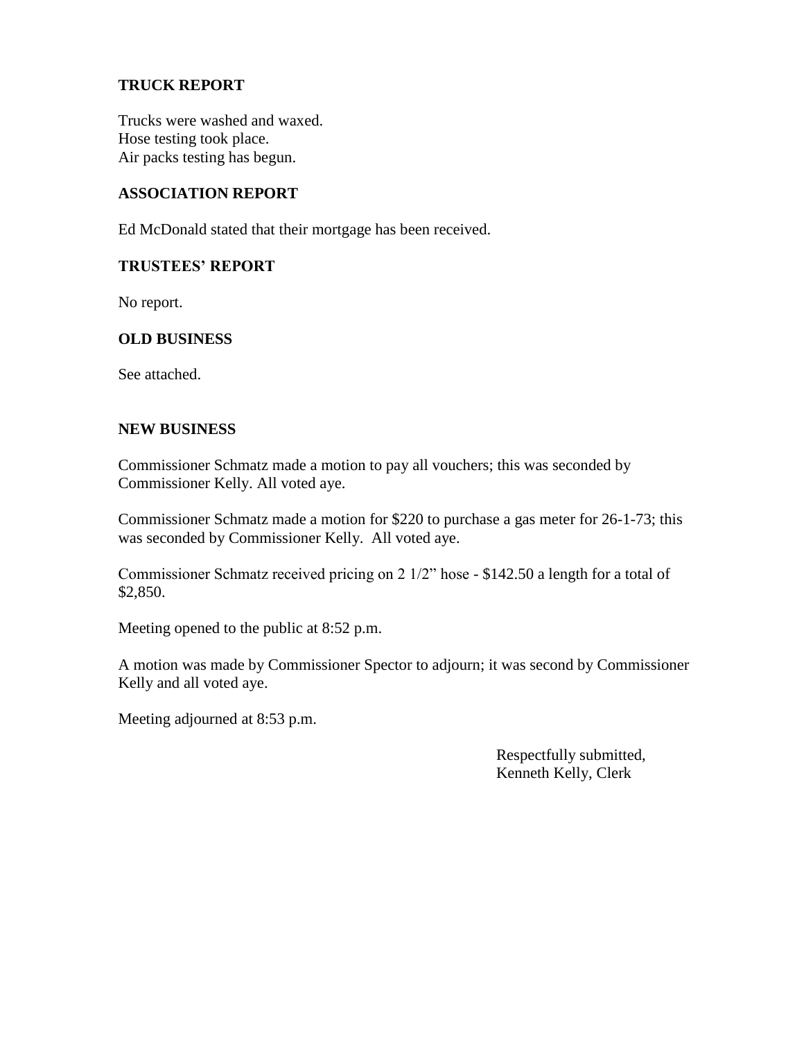## TRUCK REPORT

Trucks were washed and waxed.
Hose testing took place.
Air packs testing has begun.

## ASSOCIATION REPORT

Ed McDonald stated that their mortgage has been received.

## TRUSTEES' REPORT

No report.

## OLD BUSINESS

See attached.

## NEW BUSINESS

Commissioner Schmatz made a motion to pay all vouchers; this was seconded by Commissioner Kelly. All voted aye.

Commissioner Schmatz made a motion for $220 to purchase a gas meter for 26-1-73; this was seconded by Commissioner Kelly. All voted aye.

Commissioner Schmatz received pricing on 2 1/2" hose - $142.50 a length for a total of $2,850.

Meeting opened to the public at 8:52 p.m.

A motion was made by Commissioner Spector to adjourn; it was second by Commissioner Kelly and all voted aye.

Meeting adjourned at 8:53 p.m.

Respectfully submitted,
Kenneth Kelly, Clerk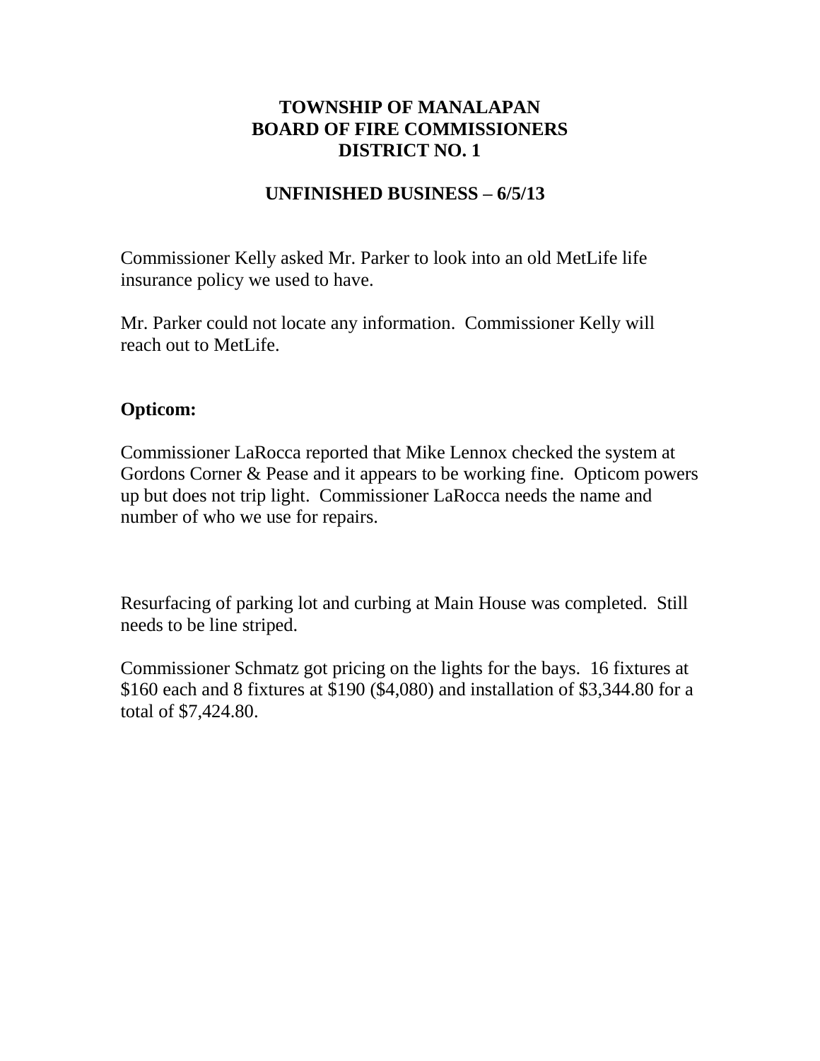# TOWNSHIP OF MANALAPAN
# BOARD OF FIRE COMMISSIONERS
# DISTRICT NO. 1

## UNFINISHED BUSINESS – 6/5/13

Commissioner Kelly asked Mr. Parker to look into an old MetLife life insurance policy we used to have.

Mr. Parker could not locate any information. Commissioner Kelly will reach out to MetLife.

**Opticom:**

Commissioner LaRocca reported that Mike Lennox checked the system at Gordons Corner & Pease and it appears to be working fine. Opticom powers up but does not trip light. Commissioner LaRocca needs the name and number of who we use for repairs.

Resurfacing of parking lot and curbing at Main House was completed. Still needs to be line striped.

Commissioner Schmatz got pricing on the lights for the bays. 16 fixtures at $160 each and 8 fixtures at $190 ($4,080) and installation of $3,344.80 for a total of $7,424.80.